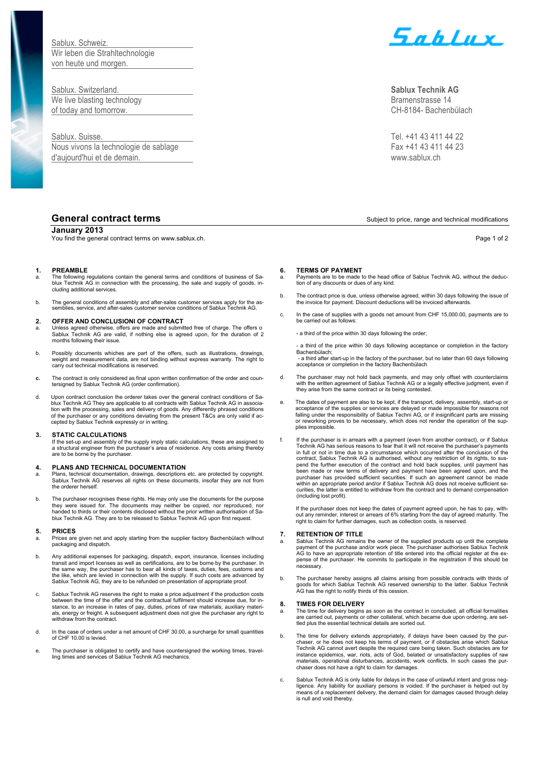Sablux. Schweiz.
Wir leben die Strahltechnologie
von heute und morgen.

Sablux. Switzerland.
We live blasting technology
of today and tomorrow.

Sablux. Suisse.
Nous vivons la technologie de sablage
d'aujourd'hui et de demain.

Sablux

**Sablux Technik AG**
Bramenstrasse 14
CH-8184- Bachenbülach

Tel. +41 43 411 44 22
Fax +41 43 411 44 23
www.sablux.ch

# General contract terms

Subject to price, range and technical modifications

**January 2013**

You find the general contract terms on www.sablux.ch.

## 1. PREAMBLE

a. The following regulations contain the general terms and conditions of business of Sablux Technik AG in connection with the processing, the sale and supply of goods, including additional services.

b. The general conditions of assembly and after-sales customer services apply for the assemblies, service, and after-sales customer service conditions of Sablux Technik AG.

## 2. OFFER AND CONCLUSIONI OF CONTRACT

a. Unless agreed otherwise, offers are made and submitted free of charge. The offers o Sablux Technik AG are valid, if nothing else is agreed upon, for the duration of 2 months following their issue.

b. Possibly documents whiches are part of the offers, such as illustrations, drawings, weight and measurement data, are not binding without express warranty. The right to carry out technical modifications is reserved.

c. The contract is only considered as final upon written confirmation of the order and countersigned by Sablux Technik AG (order confirmation).

d. Upon contract conclusion the orderer takes over the general contract conditions of Sablux Technik AG They are applicable to all contracts with Sablux Technik AG in association with the processing, sales and delivery of goods. Any differently phrased conditions of the purchaser or any conditions deviating from the present T&Cs are only valid if accepted by Sablux Technik expressly or in writing.

## 3. STATIC CALCULATIONS

If the set-up and assembly of the supply imply static calculations, these are assigned to a structural engineer from the purchaser's area of residence. Any costs arising thereby are to be borne by the purchaser.

## 4. PLANS AND TECHNICAL DOCUMENTATION

a. Plans, technical documentation, drawings, descriptions etc. are protected by copyright. Sablux Technik AG reserves all rights on these documents, insofar they are not from the orderer herself.

b. The purchaser recognises these rights. He may only use the documents for the purpose they were issued for. The documents may neither be copied, nor reproduced, nor handed to thirds or their contents disclosed without the prior written authorisation of Sablux Technik AG. They are to be released to Sablux Technik AG upon first request.

## 5. PRICES

a. Prices are given net and apply starting from the supplier factory Bachenbülach without packaging and dispatch.

b. Any additional expenses for packaging, dispatch, export, insurance, licenses including transit and import licenses as well as certifications, are to be borne by the purchaser. In the same way, the purchaser has to bear all kinds of taxes, duties, fees, customs and the like, which are levied in connection with the supply. If such costs are advanced by Sablux Technik AG, they are to be refunded on presentation of appropriate proof.

c. Sablux Technik AG reserves the right to make a price adjustment if the production costs between the time of the offer and the contractual fulfilment should increase due, for instance, to an increase in rates of pay, duties, prices of raw materials, auxiliary materials, energy or freight. A subsequent adjustment does not give the purchaser any right to withdraw from the contract.

d. In the case of orders under a net amount of CHF 30.00, a surcharge for small quantities of CHF 10.00 is levied.

e. The purchaser is obligated to certify and have countersigned the working times, travelling times and services of Sablux Technik AG mechanics.

## 6. TERMS OF PAYMENT

a. Payments are to be made to the head office of Sablux Technik AG, without the deduction of any discounts or dues of any kind.

b. The contract price is due, unless otherwise agreed, within 30 days following the issue of the invoice for payment. Discount deductions will be invoiced afterwards.

c. In the case of supplies with a goods net amount from CHF 15,000.00, payments are to be carried out as follows:

- a third of the price within 30 days following the order;

- a third of the price within 30 days following acceptance or completion in the factory Bachenbülach;
- a third after start-up in the factory of the purchaser, but no later than 60 days following acceptance or completion in the factory Bachenbülach

d. The purchaser may not hold back payments, and may only offset with counterclaims with the written agreement of Sablux Technik AG or a legally effective judgment, even if they arise from the same contract or its being contested.

e. The dates of payment are also to be kept, if the transport, delivery, assembly, start-up or acceptance of the supplies or services are delayed or made impossible for reasons not falling under the responsibility of Sablux Techni AG, or if insignificant parts are missing or reworking proves to be necessary, which does not render the operation of the supplies impossible.

f. If the purchaser is in arrears with a payment (even from another contract), or if Sablux Technik AG has serious reasons to fear that it will not receive the purchaser's payments in full or not in time due to a circumstance which occurred after the conclusion of the contract, Sablux Technik AG is authorised, without any restriction of its rights, to suspend the further execution of the contract and hold back supplies, until payment has been made or new terms of delivery and payment have been agreed upon, and the purchaser has provided sufficient securities. If such an agreement cannot be made within an appropriate period and/or if Sablux Technik AG does not receive sufficient securities, the latter is entitled to withdraw from the contract and to demand compensation (including lost profit).

If the purchaser does not keep the dates of payment agreed upon, he has to pay, without any reminder, interest or arrears of 6% starting from the day of agreed maturity. The right to claim for further damages, such as collection costs, is reserved.

## 7. RETENTION OF TITLE

a. Sablux Technik AG remains the owner of the supplied products up until the complete payment of the purchase and/or work piece. The purchaser authorises Sablux Technik AG to have an appropriate retention of title entered into the official register at the expense of the purchaser. He commits to participate in the registration if this should be necessary.

b. The purchaser hereby assigns all claims arising from possible contracts with thirds of goods for which Sablux Technik AG reserved ownership to the latter. Sablux Technik AG has the right to notify thirds of this cession.

## 8. TIMES FOR DELIVERY

a. The time for delivery begins as soon as the contract in concluded, all official formalities are carried out, payments or other collateral, which became due upon ordering, are settled plus the essential technical details are sorted out.

b. The time for delivery extends appropriately, if delays have been caused by the purchaser, or he does not keep his terms of payment, or if obstacles arise which Sablux Technik AG cannot avert despite the required care being taken. Such obstacles are for instance epidemics, war, riots, acts of God, belated or unsatisfactory supplies of raw materials, operational disturbances, accidents, work conflicts. In such cases the purchaser does not have a right to claim for damages.

c. Sablux Technik AG is only liable for delays in the case of unlawful intent and gross negligence. Any liability for auxiliary persons is voided. If the purchaser is helped out by means of a replacement delivery, the demand claim for damages caused through delay is null and void thereby.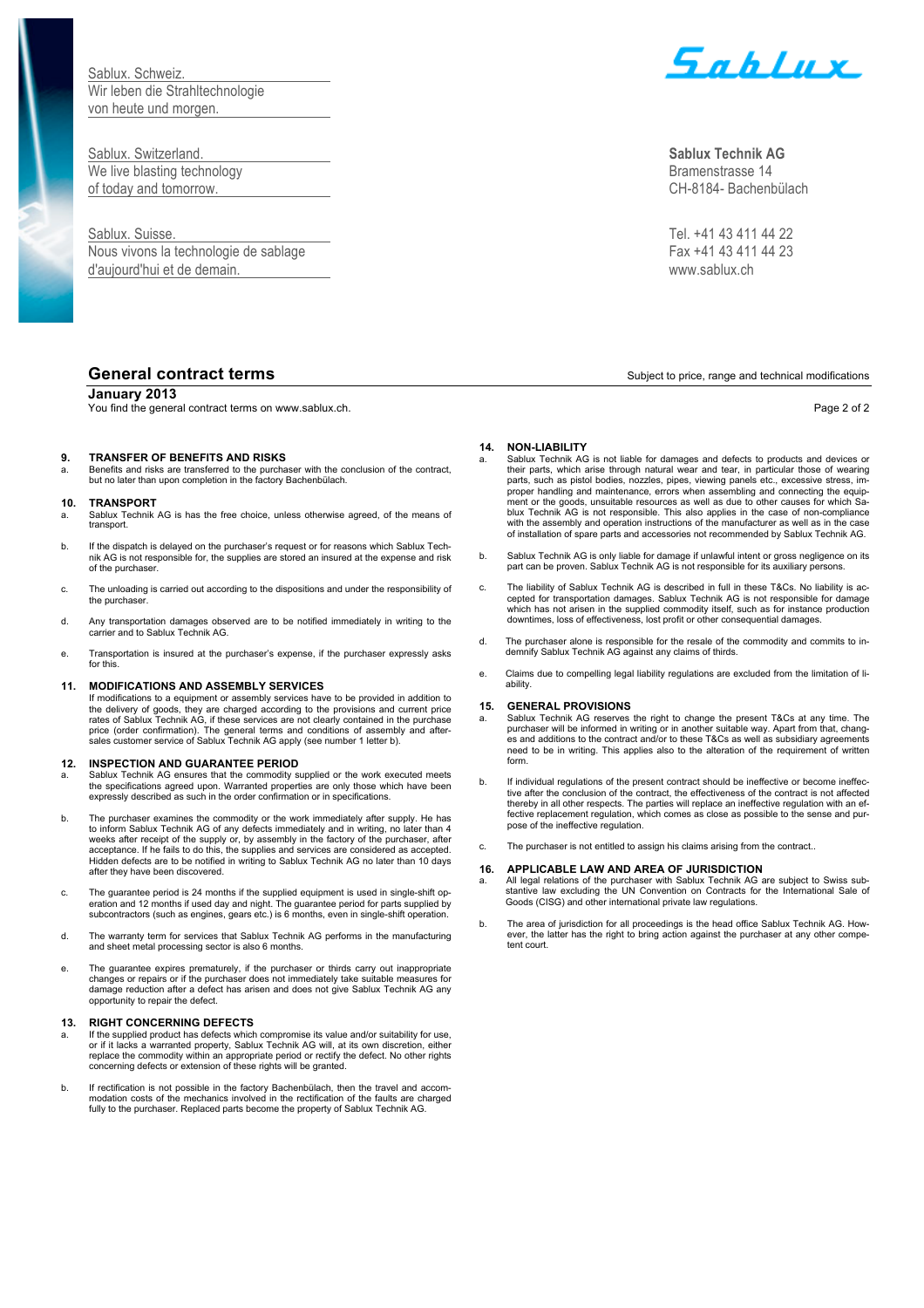Sablux. Schweiz.
Wir leben die Strahltechnologie
von heute und morgen.

Sablux. Switzerland.
We live blasting technology
of today and tomorrow.

Sablux. Suisse.
Nous vivons la technologie de sablage
d'aujourd'hui et de demain.

**Sablux Technik AG**
Bramenstrasse 14
CH-8184- Bachenbülach

Tel. +41 43 411 44 22
Fax +41 43 411 44 23
www.sablux.ch

## General contract terms

Subject to price, range and technical modifications

**January 2013**

You find the general contract terms on www.sablux.ch.

### 9. TRANSFER OF BENEFITS AND RISKS

a. Benefits and risks are transferred to the purchaser with the conclusion of the contract, but no later than upon completion in the factory Bachenbülach.

### 10. TRANSPORT

a. Sablux Technik AG is has the free choice, unless otherwise agreed, of the means of transport.

b. If the dispatch is delayed on the purchaser's request or for reasons which Sablux Technik AG is not responsible for, the supplies are stored an insured at the expense and risk of the purchaser.

c. The unloading is carried out according to the dispositions and under the responsibility of the purchaser.

d. Any transportation damages observed are to be notified immediately in writing to the carrier and to Sablux Technik AG.

e. Transportation is insured at the purchaser's expense, if the purchaser expressly asks for this.

### 11. MODIFICATIONS AND ASSEMBLY SERVICES

If modifications to a equipment or assembly services have to be provided in addition to the delivery of goods, they are charged according to the provisions and current price rates of Sablux Technik AG, if these services are not clearly contained in the purchase price (order confirmation). The general terms and conditions of assembly and after-sales customer service of Sablux Technik AG apply (see number 1 letter b).

### 12. INSPECTION AND GUARANTEE PERIOD

a. Sablux Technik AG ensures that the commodity supplied or the work executed meets the specifications agreed upon. Warranted properties are only those which have been expressly described as such in the order confirmation or in specifications.

b. The purchaser examines the commodity or the work immediately after supply. He has to inform Sablux Technik AG of any defects immediately and in writing, no later than 4 weeks after receipt of the supply or, by assembly in the factory of the purchaser, after acceptance. If he fails to do this, the supplies and services are considered as accepted. Hidden defects are to be notified in writing to Sablux Technik AG no later than 10 days after they have been discovered.

c. The guarantee period is 24 months if the supplied equipment is used in single-shift operation and 12 months if used day and night. The guarantee period for parts supplied by subcontractors (such as engines, gears etc.) is 6 months, even in single-shift operation.

d. The warranty term for services that Sablux Technik AG performs in the manufacturing and sheet metal processing sector is also 6 months.

e. The guarantee expires prematurely, if the purchaser or thirds carry out inappropriate changes or repairs or if the purchaser does not immediately take suitable measures for damage reduction after a defect has arisen and does not give Sablux Technik AG any opportunity to repair the defect.

### 13. RIGHT CONCERNING DEFECTS

a. If the supplied product has defects which compromise its value and/or suitability for use, or if it lacks a warranted property, Sablux Technik AG will, at its own discretion, either replace the commodity within an appropriate period or rectify the defect. No other rights concerning defects or extension of these rights will be granted.

b. If rectification is not possible in the factory Bachenbülach, then the travel and accommodation costs of the mechanics involved in the rectification of the faults are charged fully to the purchaser. Replaced parts become the property of Sablux Technik AG.

### 14. NON-LIABILITY

a. Sablux Technik AG is not liable for damages and defects to products and devices or their parts, which arise through natural wear and tear, in particular those of wearing parts, such as pistol bodies, nozzles, pipes, viewing panels etc., excessive stress, improper handling and maintenance, errors when assembling and connecting the equipment or the goods, unsuitable resources as well as due to other causes for which Sablux Technik AG is not responsible. This also applies in the case of non-compliance with the assembly and operation instructions of the manufacturer as well as in the case of installation of spare parts and accessories not recommended by Sablux Technik AG.

b. Sablux Technik AG is only liable for damage if unlawful intent or gross negligence on its part can be proven. Sablux Technik AG is not responsible for its auxiliary persons.

c. The liability of Sablux Technik AG is described in full in these T&Cs. No liability is accepted for transportation damages. Sablux Technik AG is not responsible for damage which has not arisen in the supplied commodity itself, such as for instance production downtimes, loss of effectiveness, lost profit or other consequential damages.

d. The purchaser alone is responsible for the resale of the commodity and commits to indemnify Sablux Technik AG against any claims of thirds.

e. Claims due to compelling legal liability regulations are excluded from the limitation of liability.

### 15. GENERAL PROVISIONS

a. Sablux Technik AG reserves the right to change the present T&Cs at any time. The purchaser will be informed in writing or in another suitable way. Apart from that, changes and additions to the contract and/or to these T&Cs as well as subsidiary agreements need to be in writing. This applies also to the alteration of the requirement of written form.

b. If individual regulations of the present contract should be ineffective or become ineffective after the conclusion of the contract, the effectiveness of the contract is not affected thereby in all other respects. The parties will replace an ineffective regulation with an effective replacement regulation, which comes as close as possible to the sense and purpose of the ineffective regulation.

c. The purchaser is not entitled to assign his claims arising from the contract..

### 16. APPLICABLE LAW AND AREA OF JURISDICTION

a. All legal relations of the purchaser with Sablux Technik AG are subject to Swiss substantive law excluding the UN Convention on Contracts for the International Sale of Goods (CISG) and other international private law regulations.

b. The area of jurisdiction for all proceedings is the head office Sablux Technik AG. However, the latter has the right to bring action against the purchaser at any other competent court.